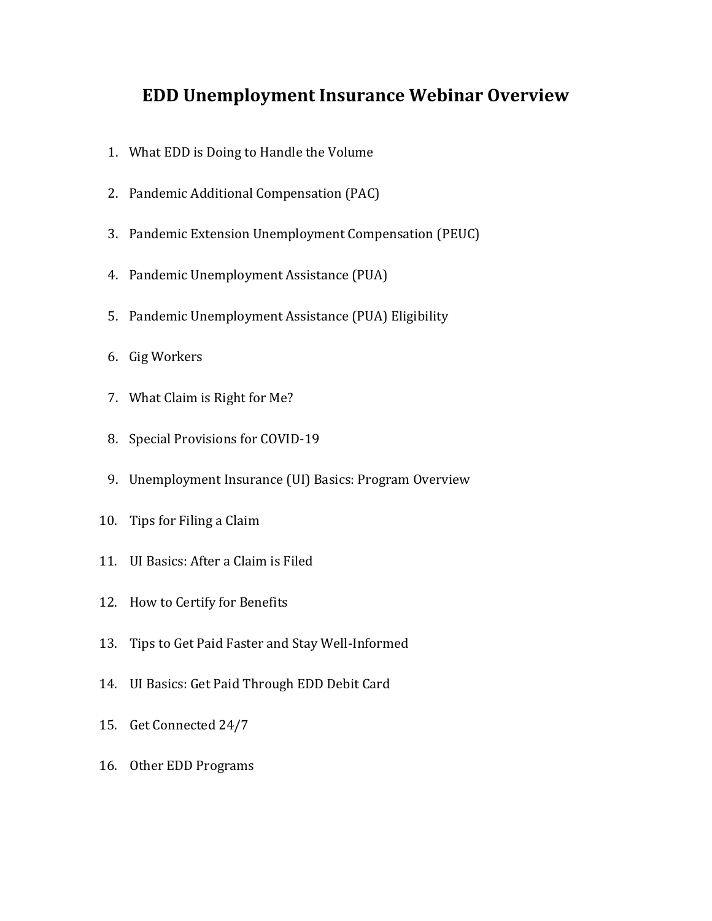# EDD Unemployment Insurance Webinar Overview

1. What EDD is Doing to Handle the Volume
2. Pandemic Additional Compensation (PAC)
3. Pandemic Extension Unemployment Compensation (PEUC)
4. Pandemic Unemployment Assistance (PUA)
5. Pandemic Unemployment Assistance (PUA) Eligibility
6. Gig Workers
7. What Claim is Right for Me?
8. Special Provisions for COVID-19
9. Unemployment Insurance (UI) Basics: Program Overview
10. Tips for Filing a Claim
11. UI Basics: After a Claim is Filed
12. How to Certify for Benefits
13. Tips to Get Paid Faster and Stay Well-Informed
14. UI Basics: Get Paid Through EDD Debit Card
15. Get Connected 24/7
16. Other EDD Programs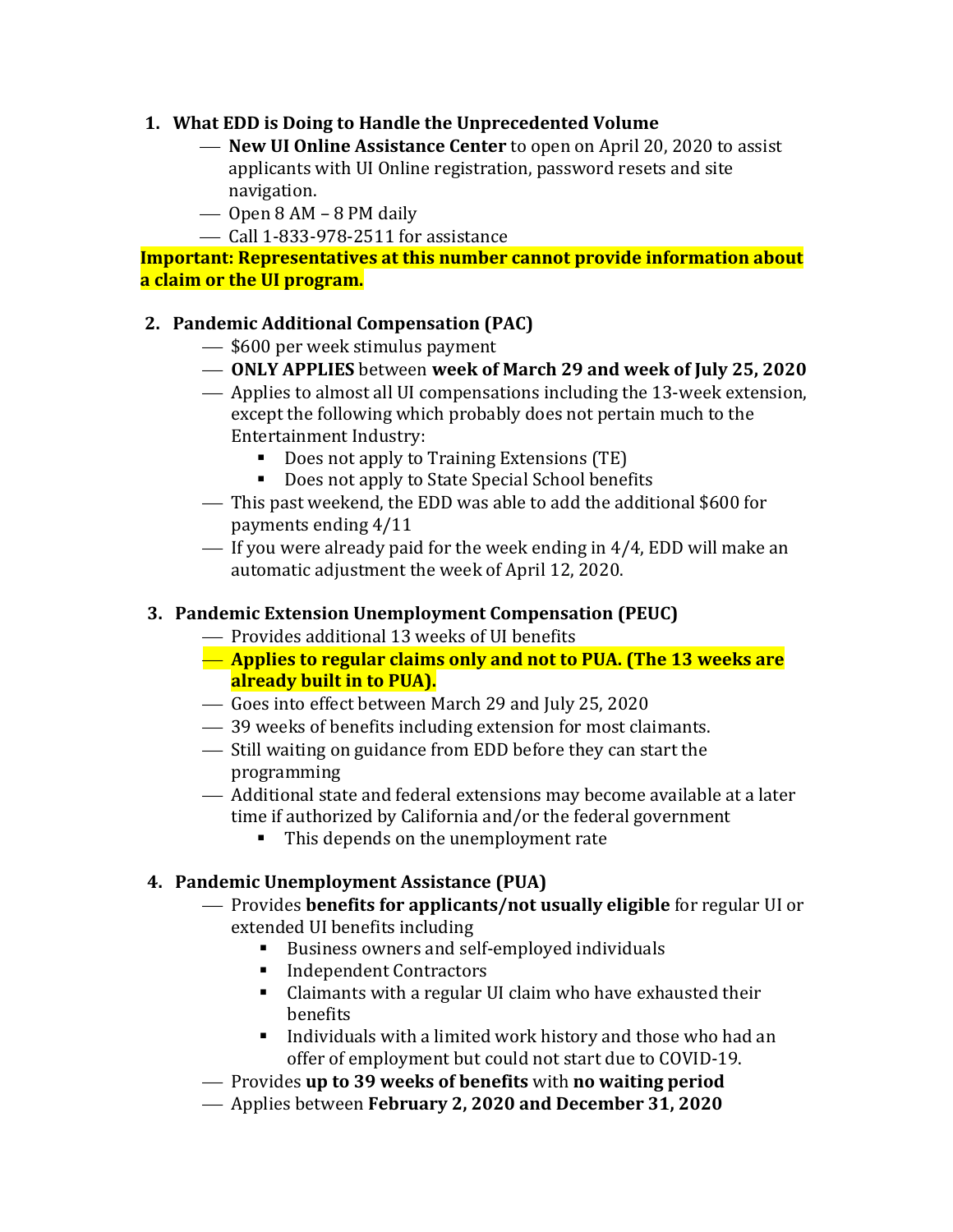1. **What EDD is Doing to Handle the Unprecedented Volume**
   - **New UI Online Assistance Center** to open on April 20, 2020 to assist applicants with UI Online registration, password resets and site navigation.
   - Open 8 AM – 8 PM daily
   - Call 1-833-978-2511 for assistance

**Important: Representatives at this number cannot provide information about a claim or the UI program.**

2. **Pandemic Additional Compensation (PAC)**
   - $600 per week stimulus payment
   - **ONLY APPLIES** between **week of March 29 and week of July 25, 2020**
   - Applies to almost all UI compensations including the 13-week extension, except the following which probably does not pertain much to the Entertainment Industry:
     - Does not apply to Training Extensions (TE)
     - Does not apply to State Special School benefits
   - This past weekend, the EDD was able to add the additional $600 for payments ending 4/11
   - If you were already paid for the week ending in 4/4, EDD will make an automatic adjustment the week of April 12, 2020.

3. **Pandemic Extension Unemployment Compensation (PEUC)**
   - Provides additional 13 weeks of UI benefits
   - **Applies to regular claims only and not to PUA. (The 13 weeks are already built in to PUA).**
   - Goes into effect between March 29 and July 25, 2020
   - 39 weeks of benefits including extension for most claimants.
   - Still waiting on guidance from EDD before they can start the programming
   - Additional state and federal extensions may become available at a later time if authorized by California and/or the federal government
     - This depends on the unemployment rate

4. **Pandemic Unemployment Assistance (PUA)**
   - Provides **benefits for applicants/not usually eligible** for regular UI or extended UI benefits including
     - Business owners and self-employed individuals
     - Independent Contractors
     - Claimants with a regular UI claim who have exhausted their benefits
     - Individuals with a limited work history and those who had an offer of employment but could not start due to COVID-19.
   - Provides **up to 39 weeks of benefits** with **no waiting period**
   - Applies between **February 2, 2020 and December 31, 2020**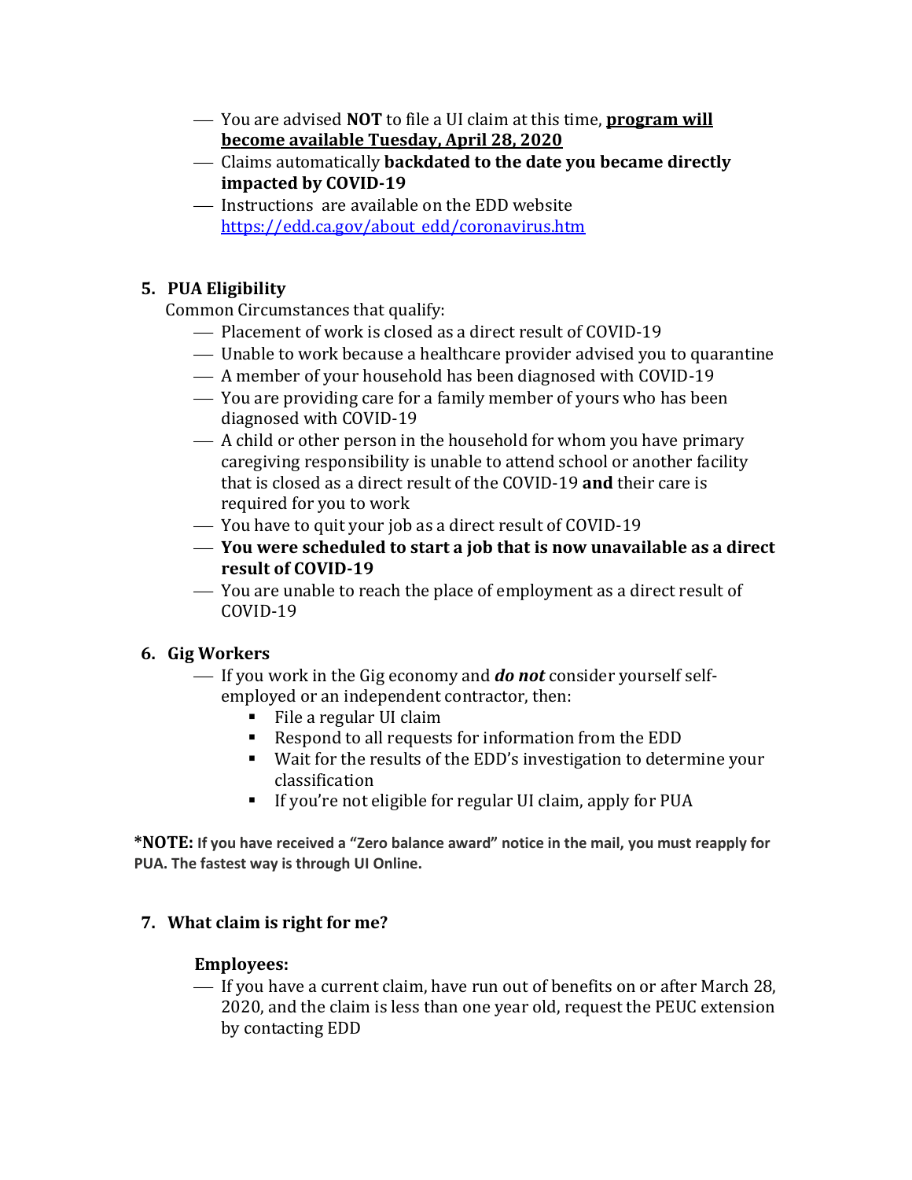- You are advised **NOT** to file a UI claim at this time, **program will become available Tuesday, April 28, 2020**
- Claims automatically **backdated to the date you became directly impacted by COVID-19**
- Instructions are available on the EDD website [https://edd.ca.gov/about_edd/coronavirus.htm](https://edd.ca.gov/about_edd/coronavirus.htm)

## 5. PUA Eligibility

Common Circumstances that qualify:

- Placement of work is closed as a direct result of COVID-19
- Unable to work because a healthcare provider advised you to quarantine
- A member of your household has been diagnosed with COVID-19
- You are providing care for a family member of yours who has been diagnosed with COVID-19
- A child or other person in the household for whom you have primary caregiving responsibility is unable to attend school or another facility that is closed as a direct result of the COVID-19 **and** their care is required for you to work
- You have to quit your job as a direct result of COVID-19
- **You were scheduled to start a job that is now unavailable as a direct result of COVID-19**
- You are unable to reach the place of employment as a direct result of COVID-19

## 6. Gig Workers

- If you work in the Gig economy and ***do not*** consider yourself self-employed or an independent contractor, then:
  - File a regular UI claim
  - Respond to all requests for information from the EDD
  - Wait for the results of the EDD's investigation to determine your classification
  - If you're not eligible for regular UI claim, apply for PUA

***NOTE:** **If you have received a "Zero balance award" notice in the mail, you must reapply for PUA. The fastest way is through UI Online.**

## 7. What claim is right for me?

### Employees:

- If you have a current claim, have run out of benefits on or after March 28, 2020, and the claim is less than one year old, request the PEUC extension by contacting EDD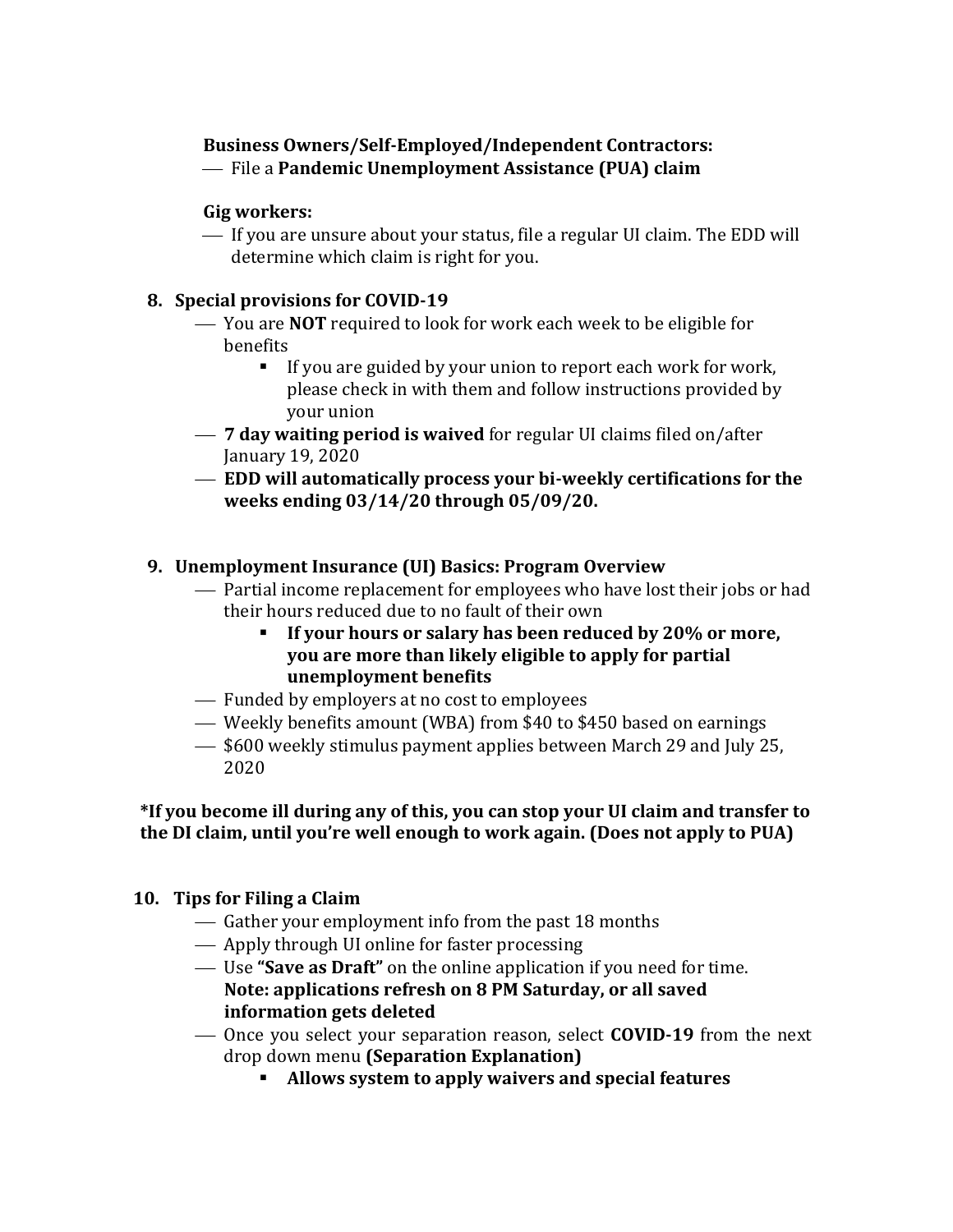**Business Owners/Self-Employed/Independent Contractors:**

- File a **Pandemic Unemployment Assistance (PUA) claim**

**Gig workers:**

- If you are unsure about your status, file a regular UI claim. The EDD will determine which claim is right for you.

8. **Special provisions for COVID-19**
   - You are **NOT** required to look for work each week to be eligible for benefits
     - If you are guided by your union to report each work for work, please check in with them and follow instructions provided by your union
   - **7 day waiting period is waived** for regular UI claims filed on/after January 19, 2020
   - **EDD will automatically process your bi-weekly certifications for the weeks ending 03/14/20 through 05/09/20.**

9. **Unemployment Insurance (UI) Basics: Program Overview**
   - Partial income replacement for employees who have lost their jobs or had their hours reduced due to no fault of their own
     - **If your hours or salary has been reduced by 20% or more, you are more than likely eligible to apply for partial unemployment benefits**
   - Funded by employers at no cost to employees
   - Weekly benefits amount (WBA) from $40 to $450 based on earnings
   - $600 weekly stimulus payment applies between March 29 and July 25, 2020

**\*If you become ill during any of this, you can stop your UI claim and transfer to the DI claim, until you're well enough to work again. (Does not apply to PUA)**

10. **Tips for Filing a Claim**
    - Gather your employment info from the past 18 months
    - Apply through UI online for faster processing
    - Use **"Save as Draft"** on the online application if you need for time. **Note: applications refresh on 8 PM Saturday, or all saved information gets deleted**
    - Once you select your separation reason, select **COVID-19** from the next drop down menu **(Separation Explanation)**
      - **Allows system to apply waivers and special features**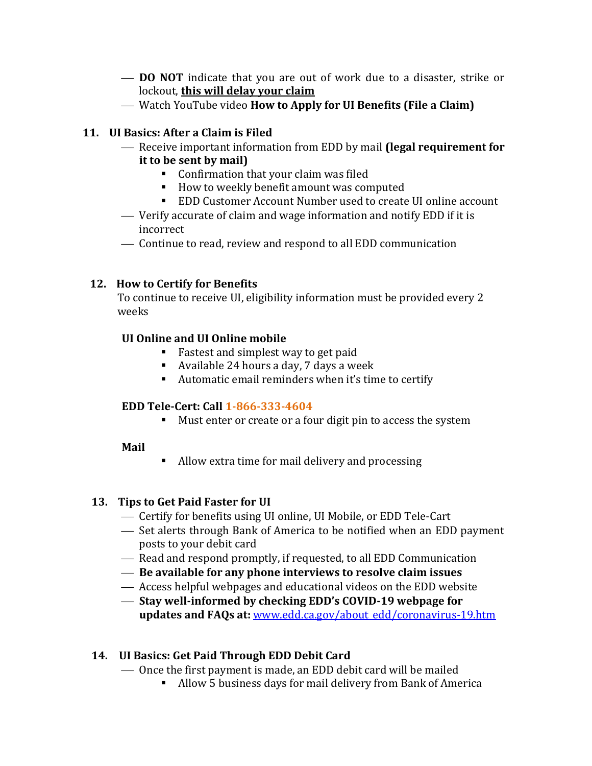- **DO NOT** indicate that you are out of work due to a disaster, strike or lockout, **<u>this will delay your claim</u>**
- Watch YouTube video **How to Apply for UI Benefits (File a Claim)**

**11. UI Basics: After a Claim is Filed**

- Receive important information from EDD by mail **(legal requirement for it to be sent by mail)**
  - Confirmation that your claim was filed
  - How to weekly benefit amount was computed
  - EDD Customer Account Number used to create UI online account
- Verify accurate of claim and wage information and notify EDD if it is incorrect
- Continue to read, review and respond to all EDD communication

**12. How to Certify for Benefits**

To continue to receive UI, eligibility information must be provided every 2 weeks

**UI Online and UI Online mobile**

- Fastest and simplest way to get paid
- Available 24 hours a day, 7 days a week
- Automatic email reminders when it's time to certify

**EDD Tele-Cert: Call 1-866-333-4604**

- Must enter or create or a four digit pin to access the system

**Mail**

- Allow extra time for mail delivery and processing

**13. Tips to Get Paid Faster for UI**

- Certify for benefits using UI online, UI Mobile, or EDD Tele-Cart
- Set alerts through Bank of America to be notified when an EDD payment posts to your debit card
- Read and respond promptly, if requested, to all EDD Communication
- **Be available for any phone interviews to resolve claim issues**
- Access helpful webpages and educational videos on the EDD website
- **Stay well-informed by checking EDD's COVID-19 webpage for updates and FAQs at:** [www.edd.ca.gov/about_edd/coronavirus-19.htm](www.edd.ca.gov/about_edd/coronavirus-19.htm)

**14. UI Basics: Get Paid Through EDD Debit Card**

- Once the first payment is made, an EDD debit card will be mailed
  - Allow 5 business days for mail delivery from Bank of America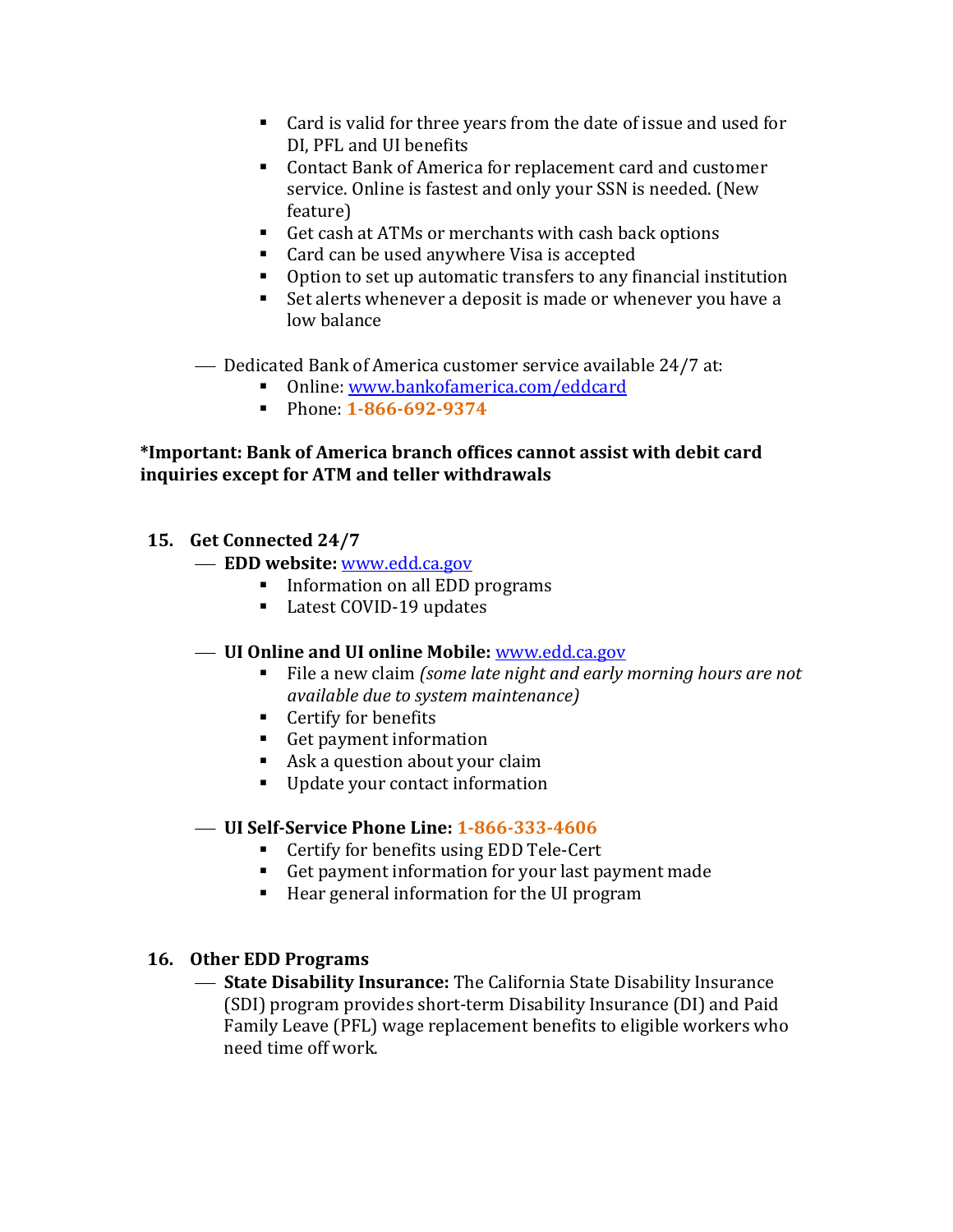- Card is valid for three years from the date of issue and used for DI, PFL and UI benefits
- Contact Bank of America for replacement card and customer service. Online is fastest and only your SSN is needed. (New feature)
- Get cash at ATMs or merchants with cash back options
- Card can be used anywhere Visa is accepted
- Option to set up automatic transfers to any financial institution
- Set alerts whenever a deposit is made or whenever you have a low balance

- Dedicated Bank of America customer service available 24/7 at:
  - Online: www.bankofamerica.com/eddcard
  - Phone: **1-866-692-9374**

**\*Important: Bank of America branch offices cannot assist with debit card inquiries except for ATM and teller withdrawals**

## 15. Get Connected 24/7

- **EDD website:** www.edd.ca.gov
  - Information on all EDD programs
  - Latest COVID-19 updates

- **UI Online and UI online Mobile:** www.edd.ca.gov
  - File a new claim *(some late night and early morning hours are not available due to system maintenance)*
  - Certify for benefits
  - Get payment information
  - Ask a question about your claim
  - Update your contact information

- **UI Self-Service Phone Line: 1-866-333-4606**
  - Certify for benefits using EDD Tele-Cert
  - Get payment information for your last payment made
  - Hear general information for the UI program

## 16. Other EDD Programs

- **State Disability Insurance:** The California State Disability Insurance (SDI) program provides short-term Disability Insurance (DI) and Paid Family Leave (PFL) wage replacement benefits to eligible workers who need time off work.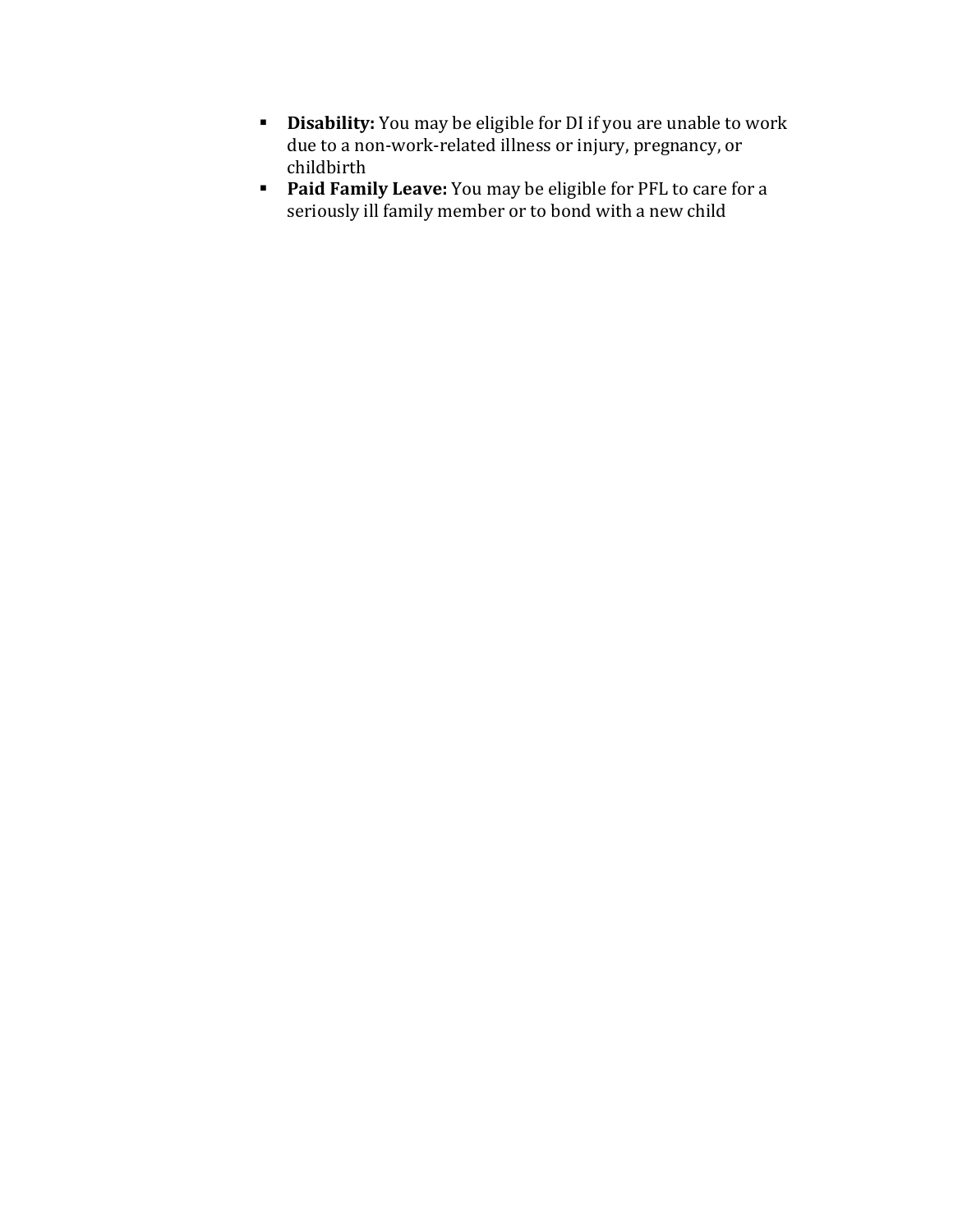- **Disability:** You may be eligible for DI if you are unable to work due to a non-work-related illness or injury, pregnancy, or childbirth
- **Paid Family Leave:** You may be eligible for PFL to care for a seriously ill family member or to bond with a new child